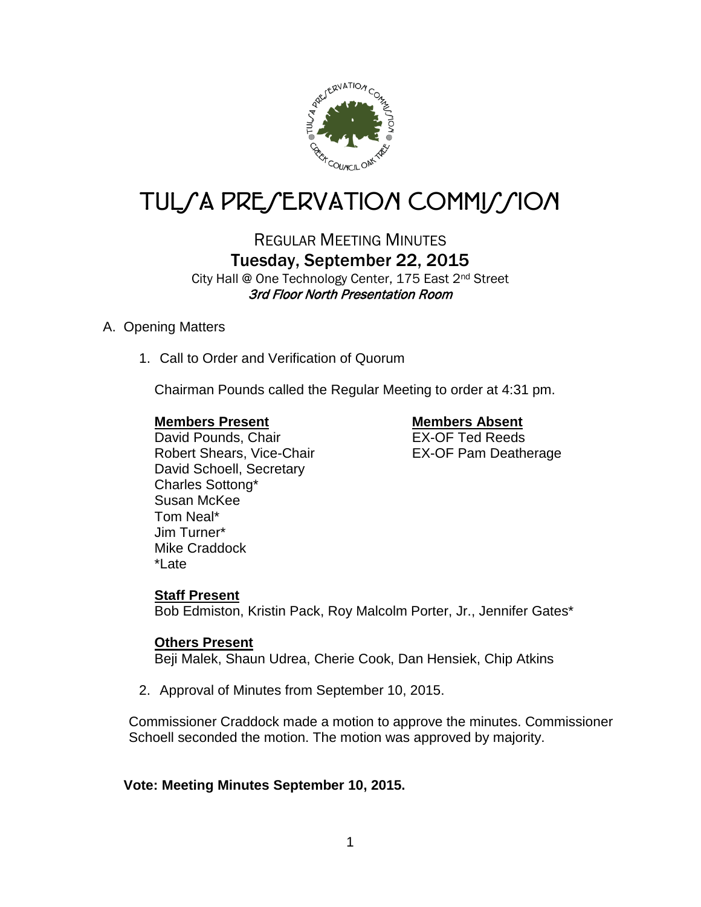# TULSA PRESERVATION COMMISSION

## REGULAR MEETING MINUTES

### Tuesday, September 22, 2015

City Hall @ One Technology Center, 175 East 2nd Street

*3rd Floor North Presentation Room*

A. Opening Matters

1. Call to Order and Verification of Quorum

   Chairman Pounds called the Regular Meeting to order at 4:31 pm.

   **Members Present**
   David Pounds, Chair
   Robert Shears, Vice-Chair
   David Schoell, Secretary
   Charles Sottong*
   Susan McKee
   Tom Neal*
   Jim Turner*
   Mike Craddock
   *Late

   **Members Absent**
   EX-OF Ted Reeds
   EX-OF Pam Deatherage

   **Staff Present**
   Bob Edmiston, Kristin Pack, Roy Malcolm Porter, Jr., Jennifer Gates*

   **Others Present**
   Beji Malek, Shaun Udrea, Cherie Cook, Dan Hensiek, Chip Atkins

2. Approval of Minutes from September 10, 2015.

Commissioner Craddock made a motion to approve the minutes. Commissioner Schoell seconded the motion. The motion was approved by majority.

**Vote: Meeting Minutes September 10, 2015.**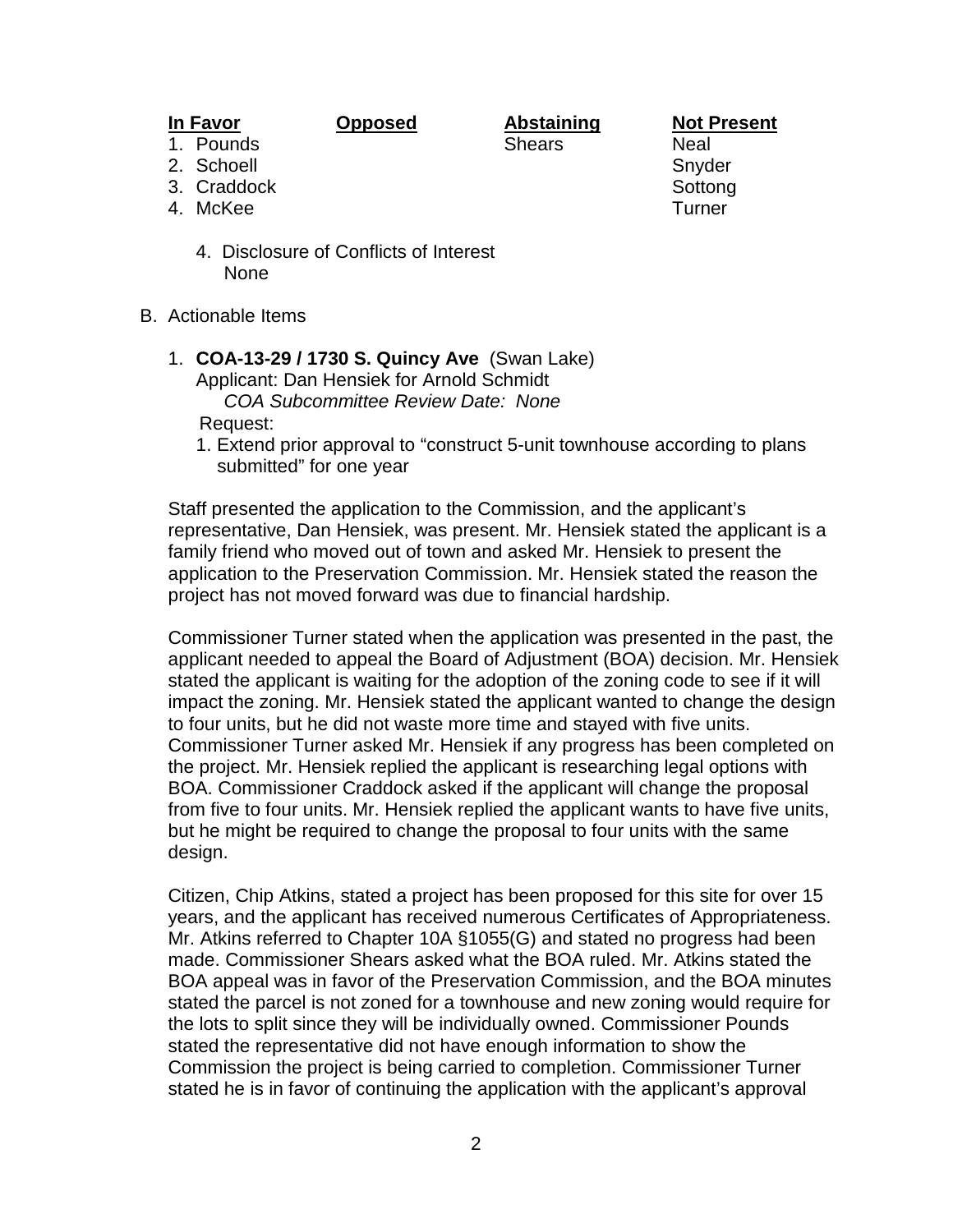| In Favor | Opposed | Abstaining | Not Present |
|---|---|---|---|
| 1. Pounds | | Shears | Neal |
| 2. Schoell | | | Snyder |
| 3. Craddock | | | Sottong |
| 4. McKee | | | Turner |

4. Disclosure of Conflicts of Interest
   None

B. Actionable Items

1. **COA-13-29 / 1730 S. Quincy Ave** (Swan Lake)
   Applicant: Dan Hensiek for Arnold Schmidt
   *COA Subcommittee Review Date: None*
   Request:
   1. Extend prior approval to "construct 5-unit townhouse according to plans submitted" for one year

Staff presented the application to the Commission, and the applicant's representative, Dan Hensiek, was present. Mr. Hensiek stated the applicant is a family friend who moved out of town and asked Mr. Hensiek to present the application to the Preservation Commission. Mr. Hensiek stated the reason the project has not moved forward was due to financial hardship.

Commissioner Turner stated when the application was presented in the past, the applicant needed to appeal the Board of Adjustment (BOA) decision. Mr. Hensiek stated the applicant is waiting for the adoption of the zoning code to see if it will impact the zoning. Mr. Hensiek stated the applicant wanted to change the design to four units, but he did not waste more time and stayed with five units. Commissioner Turner asked Mr. Hensiek if any progress has been completed on the project. Mr. Hensiek replied the applicant is researching legal options with BOA. Commissioner Craddock asked if the applicant will change the proposal from five to four units. Mr. Hensiek replied the applicant wants to have five units, but he might be required to change the proposal to four units with the same design.

Citizen, Chip Atkins, stated a project has been proposed for this site for over 15 years, and the applicant has received numerous Certificates of Appropriateness. Mr. Atkins referred to Chapter 10A §1055(G) and stated no progress had been made. Commissioner Shears asked what the BOA ruled. Mr. Atkins stated the BOA appeal was in favor of the Preservation Commission, and the BOA minutes stated the parcel is not zoned for a townhouse and new zoning would require for the lots to split since they will be individually owned. Commissioner Pounds stated the representative did not have enough information to show the Commission the project is being carried to completion. Commissioner Turner stated he is in favor of continuing the application with the applicant's approval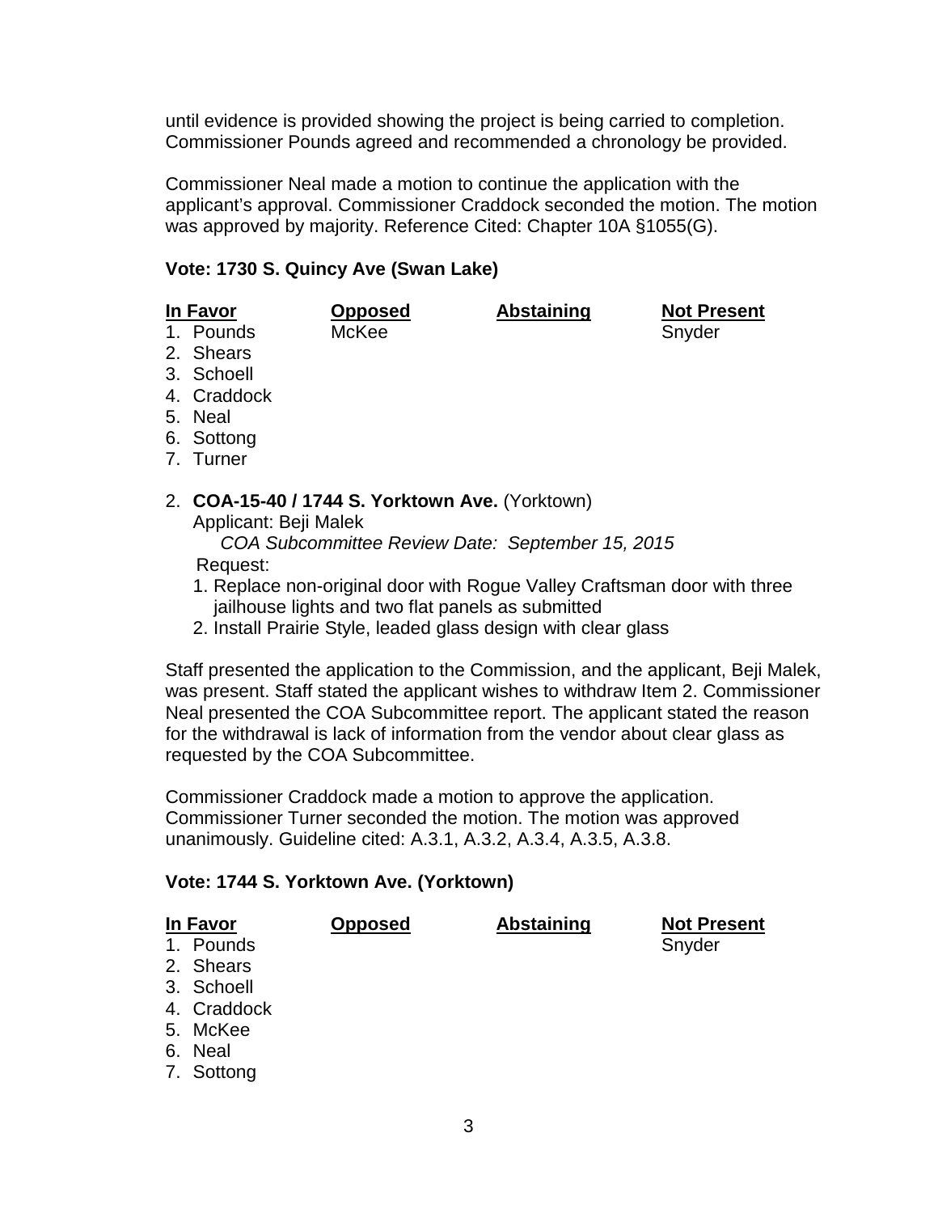until evidence is provided showing the project is being carried to completion. Commissioner Pounds agreed and recommended a chronology be provided.

Commissioner Neal made a motion to continue the application with the applicant's approval. Commissioner Craddock seconded the motion. The motion was approved by majority. Reference Cited: Chapter 10A §1055(G).

**Vote: 1730 S. Quincy Ave (Swan Lake)**

| In Favor | Opposed | Abstaining | Not Present |
|---|---|---|---|
| 1. Pounds | McKee | | Snyder |
| 2. Shears | | | |
| 3. Schoell | | | |
| 4. Craddock | | | |
| 5. Neal | | | |
| 6. Sottong | | | |
| 7. Turner | | | |

2. **COA-15-40 / 1744 S. Yorktown Ave.** (Yorktown)
   Applicant: Beji Malek
   *COA Subcommittee Review Date: September 15, 2015*
   Request:
   1. Replace non-original door with Rogue Valley Craftsman door with three jailhouse lights and two flat panels as submitted
   2. Install Prairie Style, leaded glass design with clear glass

Staff presented the application to the Commission, and the applicant, Beji Malek, was present. Staff stated the applicant wishes to withdraw Item 2. Commissioner Neal presented the COA Subcommittee report. The applicant stated the reason for the withdrawal is lack of information from the vendor about clear glass as requested by the COA Subcommittee.

Commissioner Craddock made a motion to approve the application. Commissioner Turner seconded the motion. The motion was approved unanimously. Guideline cited: A.3.1, A.3.2, A.3.4, A.3.5, A.3.8.

**Vote: 1744 S. Yorktown Ave. (Yorktown)**

| In Favor | Opposed | Abstaining | Not Present |
|---|---|---|---|
| 1. Pounds | | | Snyder |
| 2. Shears | | | |
| 3. Schoell | | | |
| 4. Craddock | | | |
| 5. McKee | | | |
| 6. Neal | | | |
| 7. Sottong | | | |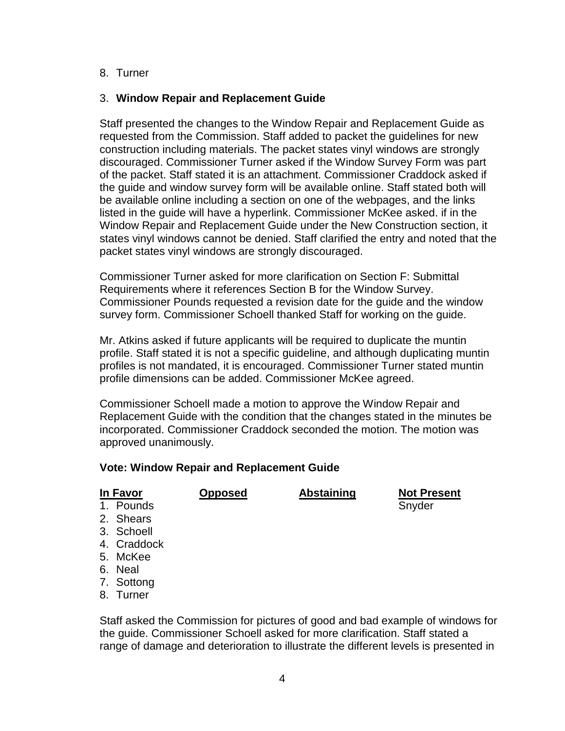8. Turner

3. **Window Repair and Replacement Guide**

Staff presented the changes to the Window Repair and Replacement Guide as requested from the Commission. Staff added to packet the guidelines for new construction including materials. The packet states vinyl windows are strongly discouraged. Commissioner Turner asked if the Window Survey Form was part of the packet. Staff stated it is an attachment. Commissioner Craddock asked if the guide and window survey form will be available online. Staff stated both will be available online including a section on one of the webpages, and the links listed in the guide will have a hyperlink. Commissioner McKee asked. if in the Window Repair and Replacement Guide under the New Construction section, it states vinyl windows cannot be denied. Staff clarified the entry and noted that the packet states vinyl windows are strongly discouraged.

Commissioner Turner asked for more clarification on Section F: Submittal Requirements where it references Section B for the Window Survey. Commissioner Pounds requested a revision date for the guide and the window survey form. Commissioner Schoell thanked Staff for working on the guide.

Mr. Atkins asked if future applicants will be required to duplicate the muntin profile. Staff stated it is not a specific guideline, and although duplicating muntin profiles is not mandated, it is encouraged. Commissioner Turner stated muntin profile dimensions can be added. Commissioner McKee agreed.

Commissioner Schoell made a motion to approve the Window Repair and Replacement Guide with the condition that the changes stated in the minutes be incorporated. Commissioner Craddock seconded the motion. The motion was approved unanimously.

**Vote: Window Repair and Replacement Guide**

| **In Favor** | **Opposed** | **Abstaining** | **Not Present** |
|---|---|---|---|
| 1. Pounds | | | Snyder |
| 2. Shears | | | |
| 3. Schoell | | | |
| 4. Craddock | | | |
| 5. McKee | | | |
| 6. Neal | | | |
| 7. Sottong | | | |
| 8. Turner | | | |

Staff asked the Commission for pictures of good and bad example of windows for the guide. Commissioner Schoell asked for more clarification. Staff stated a range of damage and deterioration to illustrate the different levels is presented in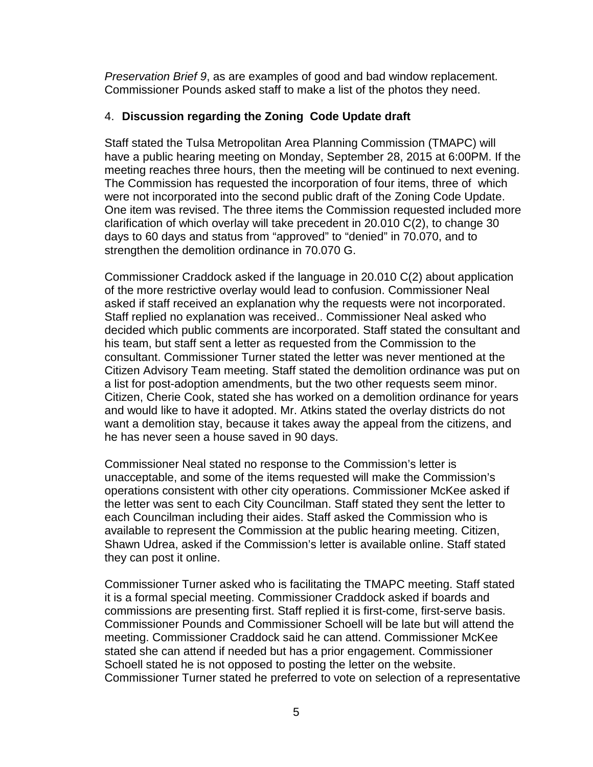*Preservation Brief 9*, as are examples of good and bad window replacement. Commissioner Pounds asked staff to make a list of the photos they need.

4. **Discussion regarding the Zoning Code Update draft**

Staff stated the Tulsa Metropolitan Area Planning Commission (TMAPC) will have a public hearing meeting on Monday, September 28, 2015 at 6:00PM. If the meeting reaches three hours, then the meeting will be continued to next evening. The Commission has requested the incorporation of four items, three of which were not incorporated into the second public draft of the Zoning Code Update. One item was revised. The three items the Commission requested included more clarification of which overlay will take precedent in 20.010 C(2), to change 30 days to 60 days and status from "approved" to "denied" in 70.070, and to strengthen the demolition ordinance in 70.070 G.

Commissioner Craddock asked if the language in 20.010 C(2) about application of the more restrictive overlay would lead to confusion. Commissioner Neal asked if staff received an explanation why the requests were not incorporated. Staff replied no explanation was received.. Commissioner Neal asked who decided which public comments are incorporated. Staff stated the consultant and his team, but staff sent a letter as requested from the Commission to the consultant. Commissioner Turner stated the letter was never mentioned at the Citizen Advisory Team meeting. Staff stated the demolition ordinance was put on a list for post-adoption amendments, but the two other requests seem minor. Citizen, Cherie Cook, stated she has worked on a demolition ordinance for years and would like to have it adopted. Mr. Atkins stated the overlay districts do not want a demolition stay, because it takes away the appeal from the citizens, and he has never seen a house saved in 90 days.

Commissioner Neal stated no response to the Commission's letter is unacceptable, and some of the items requested will make the Commission's operations consistent with other city operations. Commissioner McKee asked if the letter was sent to each City Councilman. Staff stated they sent the letter to each Councilman including their aides. Staff asked the Commission who is available to represent the Commission at the public hearing meeting. Citizen, Shawn Udrea, asked if the Commission's letter is available online. Staff stated they can post it online.

Commissioner Turner asked who is facilitating the TMAPC meeting. Staff stated it is a formal special meeting. Commissioner Craddock asked if boards and commissions are presenting first. Staff replied it is first-come, first-serve basis. Commissioner Pounds and Commissioner Schoell will be late but will attend the meeting. Commissioner Craddock said he can attend. Commissioner McKee stated she can attend if needed but has a prior engagement. Commissioner Schoell stated he is not opposed to posting the letter on the website. Commissioner Turner stated he preferred to vote on selection of a representative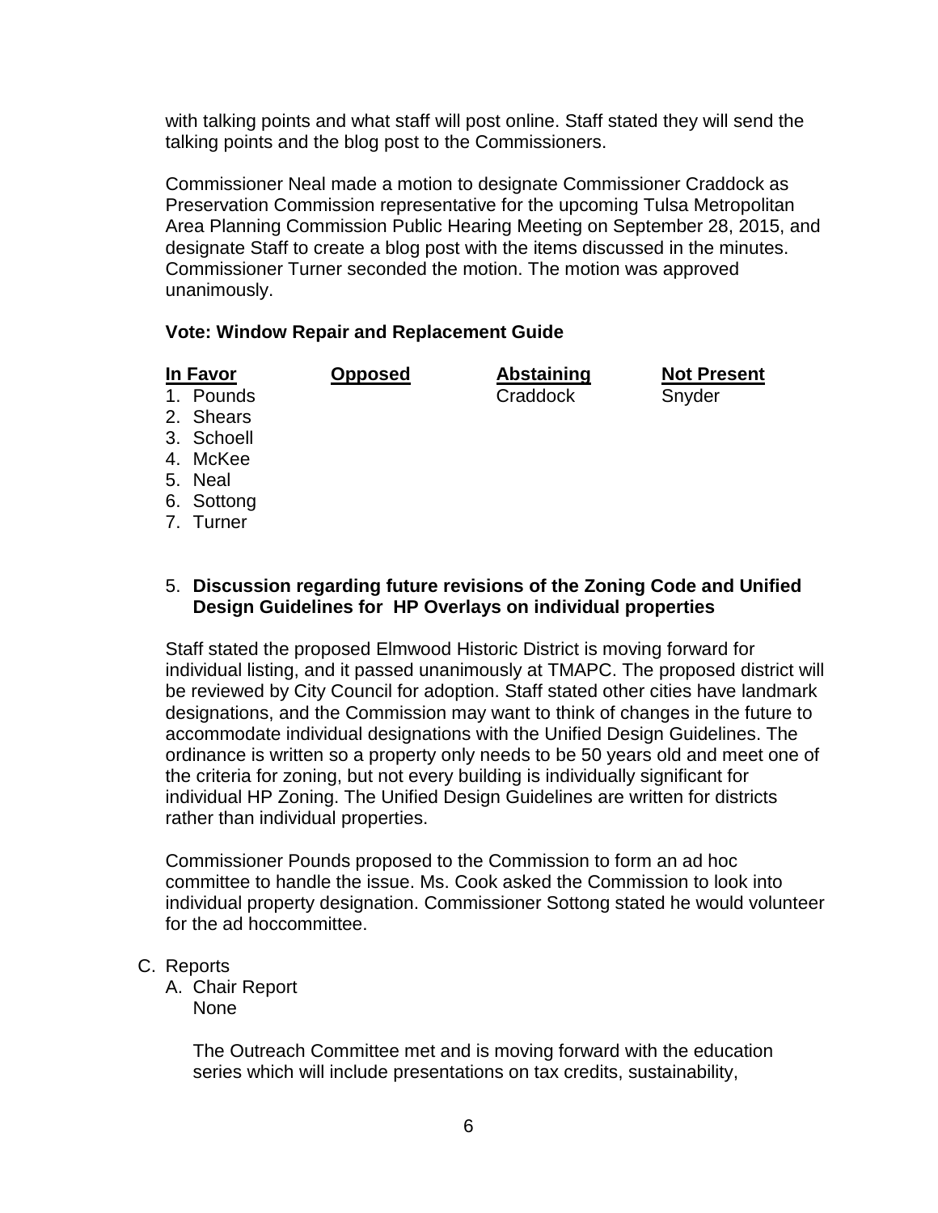with talking points and what staff will post online. Staff stated they will send the talking points and the blog post to the Commissioners.

Commissioner Neal made a motion to designate Commissioner Craddock as Preservation Commission representative for the upcoming Tulsa Metropolitan Area Planning Commission Public Hearing Meeting on September 28, 2015, and designate Staff to create a blog post with the items discussed in the minutes. Commissioner Turner seconded the motion. The motion was approved unanimously.

**Vote: Window Repair and Replacement Guide**

| In Favor | Opposed | Abstaining | Not Present |
|---|---|---|---|
| 1. Pounds | | Craddock | Snyder |
| 2. Shears | | | |
| 3. Schoell | | | |
| 4. McKee | | | |
| 5. Neal | | | |
| 6. Sottong | | | |
| 7. Turner | | | |

5. **Discussion regarding future revisions of the Zoning Code and Unified Design Guidelines for HP Overlays on individual properties**

Staff stated the proposed Elmwood Historic District is moving forward for individual listing, and it passed unanimously at TMAPC. The proposed district will be reviewed by City Council for adoption. Staff stated other cities have landmark designations, and the Commission may want to think of changes in the future to accommodate individual designations with the Unified Design Guidelines. The ordinance is written so a property only needs to be 50 years old and meet one of the criteria for zoning, but not every building is individually significant for individual HP Zoning. The Unified Design Guidelines are written for districts rather than individual properties.

Commissioner Pounds proposed to the Commission to form an ad hoc committee to handle the issue. Ms. Cook asked the Commission to look into individual property designation. Commissioner Sottong stated he would volunteer for the ad hoccommittee.

C. Reports
   A. Chair Report
      None

      The Outreach Committee met and is moving forward with the education series which will include presentations on tax credits, sustainability,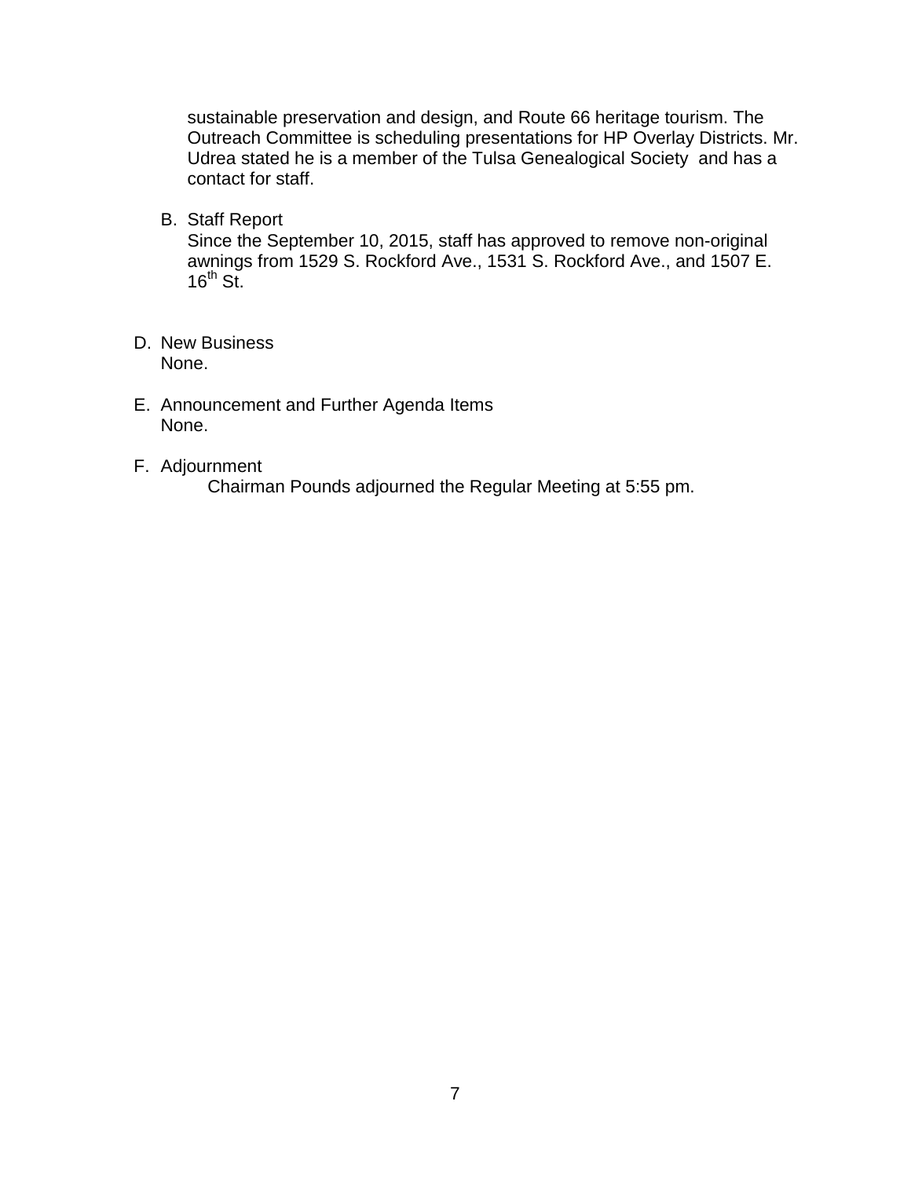sustainable preservation and design, and Route 66 heritage tourism. The Outreach Committee is scheduling presentations for HP Overlay Districts. Mr. Udrea stated he is a member of the Tulsa Genealogical Society and has a contact for staff.

B. Staff Report
   Since the September 10, 2015, staff has approved to remove non-original awnings from 1529 S. Rockford Ave., 1531 S. Rockford Ave., and 1507 E. 16th St.

D. New Business
   None.

E. Announcement and Further Agenda Items
   None.

F. Adjournment
   Chairman Pounds adjourned the Regular Meeting at 5:55 pm.